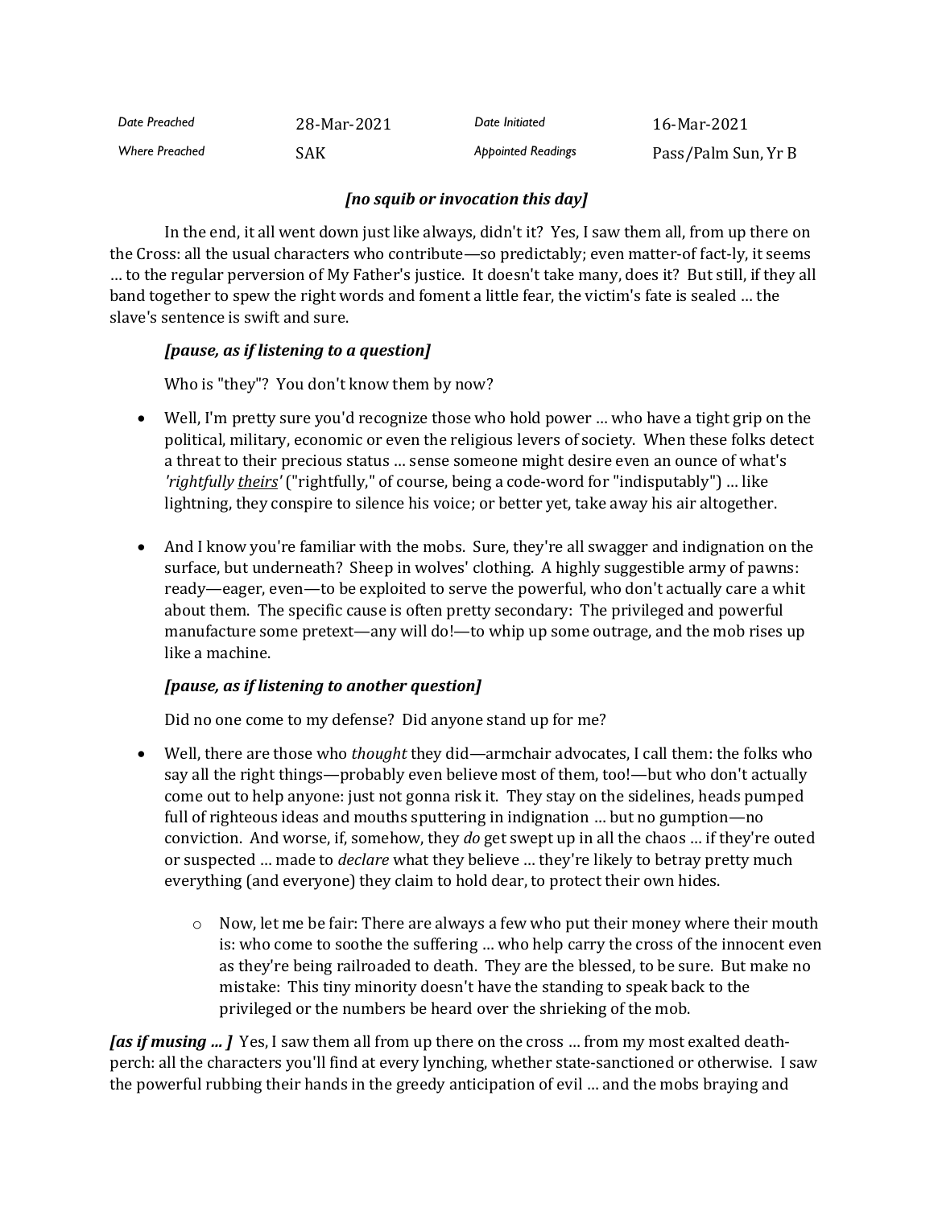| Date Preached | 28-Mar-2021 | Date Initiated | 16-Mar-2021 |
|---|---|---|---|
| Where Preached | SAK | Appointed Readings | Pass/Palm Sun, Yr B |

***[no squib or invocation this day]***

In the end, it all went down just like always, didn't it? Yes, I saw them all, from up there on the Cross: all the usual characters who contribute—so predictably; even matter-of-fact-ly, it seems … to the regular perversion of My Father's justice. It doesn't take many, does it? But still, if they all band together to spew the right words and foment a little fear, the victim's fate is sealed … the slave's sentence is swift and sure.

***[pause, as if listening to a question]***

Who is "they"? You don't know them by now?

- Well, I'm pretty sure you'd recognize those who hold power … who have a tight grip on the political, military, economic or even the religious levers of society. When these folks detect a threat to their precious status … sense someone might desire even an ounce of what's *'rightfully theirs'* ("rightfully," of course, being a code-word for "indisputably") … like lightning, they conspire to silence his voice; or better yet, take away his air altogether.

- And I know you're familiar with the mobs. Sure, they're all swagger and indignation on the surface, but underneath? Sheep in wolves' clothing. A highly suggestible army of pawns: ready—eager, even—to be exploited to serve the powerful, who don't actually care a whit about them. The specific cause is often pretty secondary: The privileged and powerful manufacture some pretext—any will do!—to whip up some outrage, and the mob rises up like a machine.

***[pause, as if listening to another question]***

Did no one come to my defense? Did anyone stand up for me?

- Well, there are those who *thought* they did—armchair advocates, I call them: the folks who say all the right things—probably even believe most of them, too!—but who don't actually come out to help anyone: just not gonna risk it. They stay on the sidelines, heads pumped full of righteous ideas and mouths sputtering in indignation … but no gumption—no conviction. And worse, if, somehow, they *do* get swept up in all the chaos … if they're outed or suspected … made to *declare* what they believe … they're likely to betray pretty much everything (and everyone) they claim to hold dear, to protect their own hides.
    - Now, let me be fair: There are always a few who put their money where their mouth is: who come to soothe the suffering … who help carry the cross of the innocent even as they're being railroaded to death. They are the blessed, to be sure. But make no mistake: This tiny minority doesn't have the standing to speak back to the privileged or the numbers be heard over the shrieking of the mob.

***[as if musing … ]*** Yes, I saw them all from up there on the cross … from my most exalted death-perch: all the characters you'll find at every lynching, whether state-sanctioned or otherwise. I saw the powerful rubbing their hands in the greedy anticipation of evil … and the mobs braying and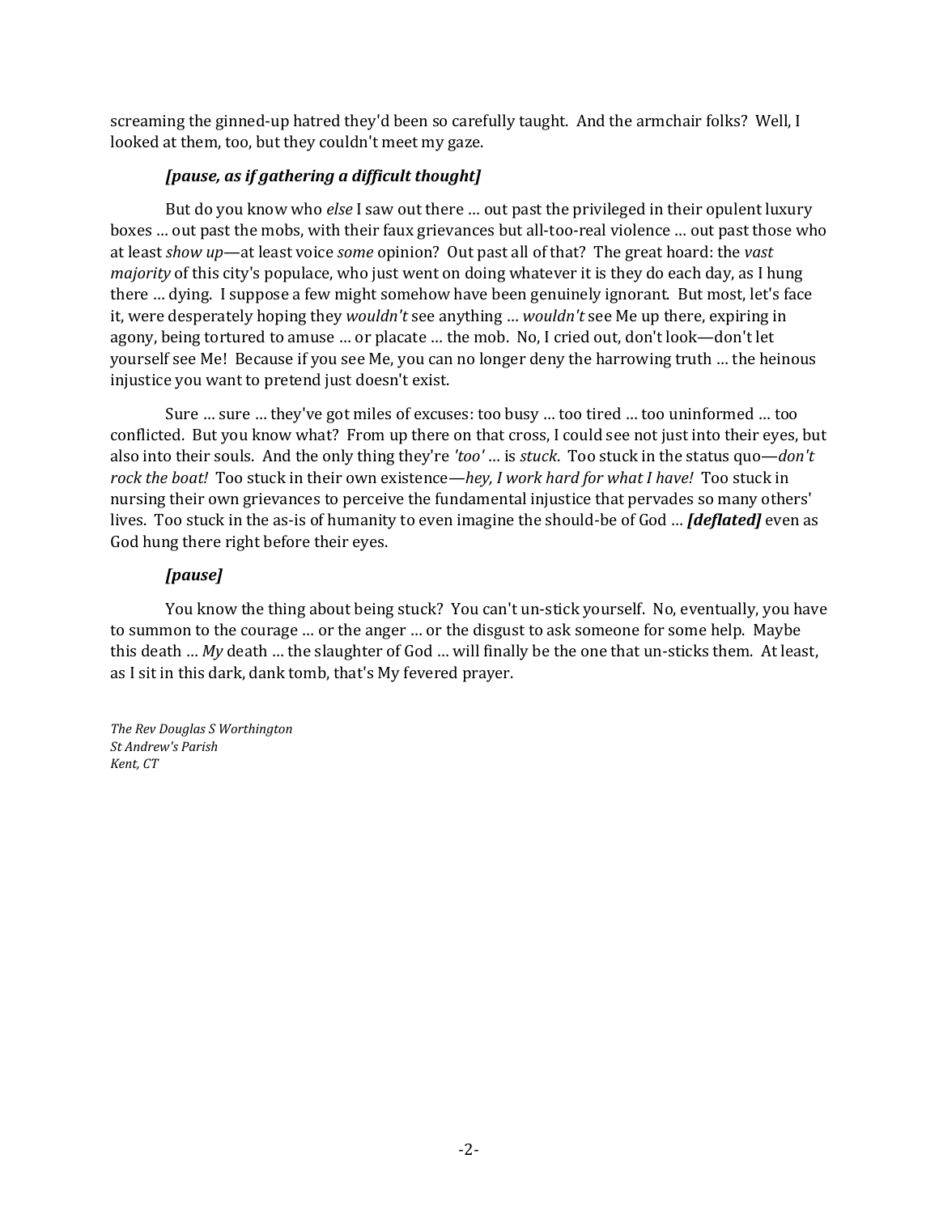screaming the ginned-up hatred they'd been so carefully taught. And the armchair folks? Well, I looked at them, too, but they couldn't meet my gaze.

***[pause, as if gathering a difficult thought]***

But do you know who *else* I saw out there … out past the privileged in their opulent luxury boxes … out past the mobs, with their faux grievances but all-too-real violence … out past those who at least *show up*—at least voice *some* opinion? Out past all of that? The great hoard: the *vast majority* of this city's populace, who just went on doing whatever it is they do each day, as I hung there … dying. I suppose a few might somehow have been genuinely ignorant. But most, let's face it, were desperately hoping they *wouldn't* see anything … *wouldn't* see Me up there, expiring in agony, being tortured to amuse … or placate … the mob. No, I cried out, don't look—don't let yourself see Me! Because if you see Me, you can no longer deny the harrowing truth … the heinous injustice you want to pretend just doesn't exist.

Sure … sure … they've got miles of excuses: too busy … too tired … too uninformed … too conflicted. But you know what? From up there on that cross, I could see not just into their eyes, but also into their souls. And the only thing they're *'too'* … is *stuck*. Too stuck in the status quo—*don't rock the boat!* Too stuck in their own existence—*hey, I work hard for what I have!* Too stuck in nursing their own grievances to perceive the fundamental injustice that pervades so many others' lives. Too stuck in the as-is of humanity to even imagine the should-be of God … ***[deflated]*** even as God hung there right before their eyes.

***[pause]***

You know the thing about being stuck? You can't un-stick yourself. No, eventually, you have to summon to the courage … or the anger … or the disgust to ask someone for some help. Maybe this death … *My* death … the slaughter of God … will finally be the one that un-sticks them. At least, as I sit in this dark, dank tomb, that's My fevered prayer.

*The Rev Douglas S Worthington*
*St Andrew's Parish*
*Kent, CT*